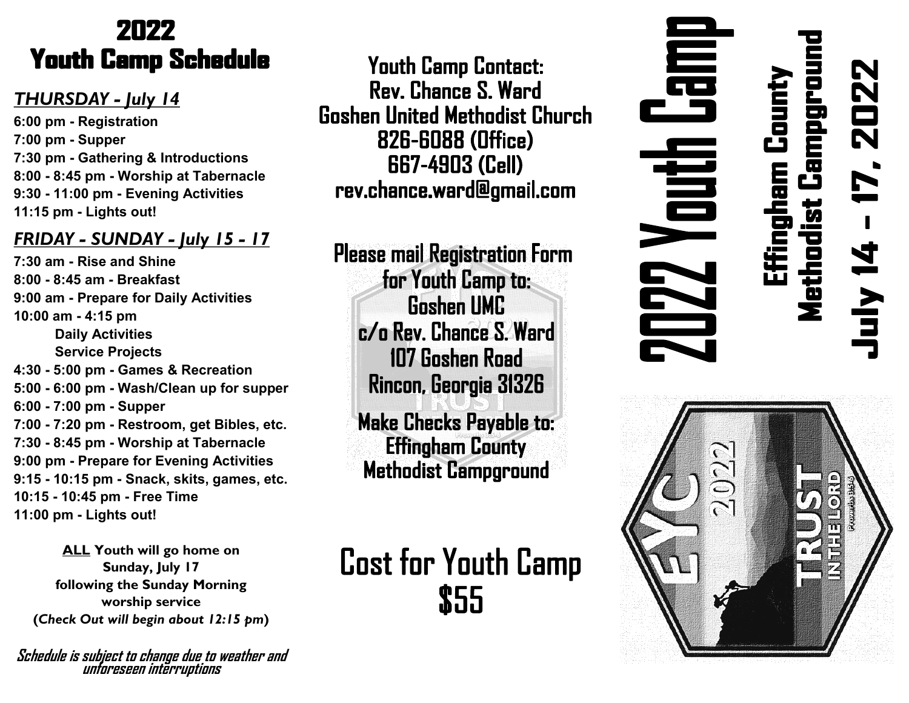# 2022 Youth Camp Schedule

## *THURSDAY - July 14*

**6:00 pm - Registration**
**7:00 pm - Supper**
**7:30 pm - Gathering & Introductions**
**8:00 - 8:45 pm - Worship at Tabernacle**
**9:30 - 11:00 pm - Evening Activities**
**11:15 pm - Lights out!**

## *FRIDAY - SUNDAY - July 15 - 17*

**7:30 am - Rise and Shine**
**8:00 - 8:45 am - Breakfast**
**9:00 am - Prepare for Daily Activities**
**10:00 am - 4:15 pm**
 **Daily Activities**
 **Service Projects**
**4:30 - 5:00 pm - Games & Recreation**
**5:00 - 6:00 pm - Wash/Clean up for supper**
**6:00 - 7:00 pm - Supper**
**7:00 - 7:20 pm - Restroom, get Bibles, etc.**
**7:30 - 8:45 pm - Worship at Tabernacle**
**9:00 pm - Prepare for Evening Activities**
**9:15 - 10:15 pm - Snack, skits, games, etc.**
**10:15 - 10:45 pm - Free Time**
**11:00 pm - Lights out!**

**ALL Youth will go home on Sunday, July 17 following the Sunday Morning worship service (*Check Out will begin about 12:15 pm*)**

***Schedule is subject to change due to weather and unforeseen interruptions***

**Youth Camp Contact:**
**Rev. Chance S. Ward**
**Goshen United Methodist Church**
**826-6088 (Office)**
**667-4903 (Cell)**
**rev.chance.ward@gmail.com**

**Please mail Registration Form for Youth Camp to:**
**Goshen UMC**
**c/o Rev. Chance S. Ward**
**107 Goshen Road**
**Rincon, Georgia 31326**

**Make Checks Payable to:**
**Effingham County Methodist Campground**

## Cost for Youth Camp
## $55

# 2022 Youth Camp

## Effingham County Methodist Campground

## July 14 – 17, 2022

EYC 2022
TRUST IN THE LORD
Proverbs 3:5-6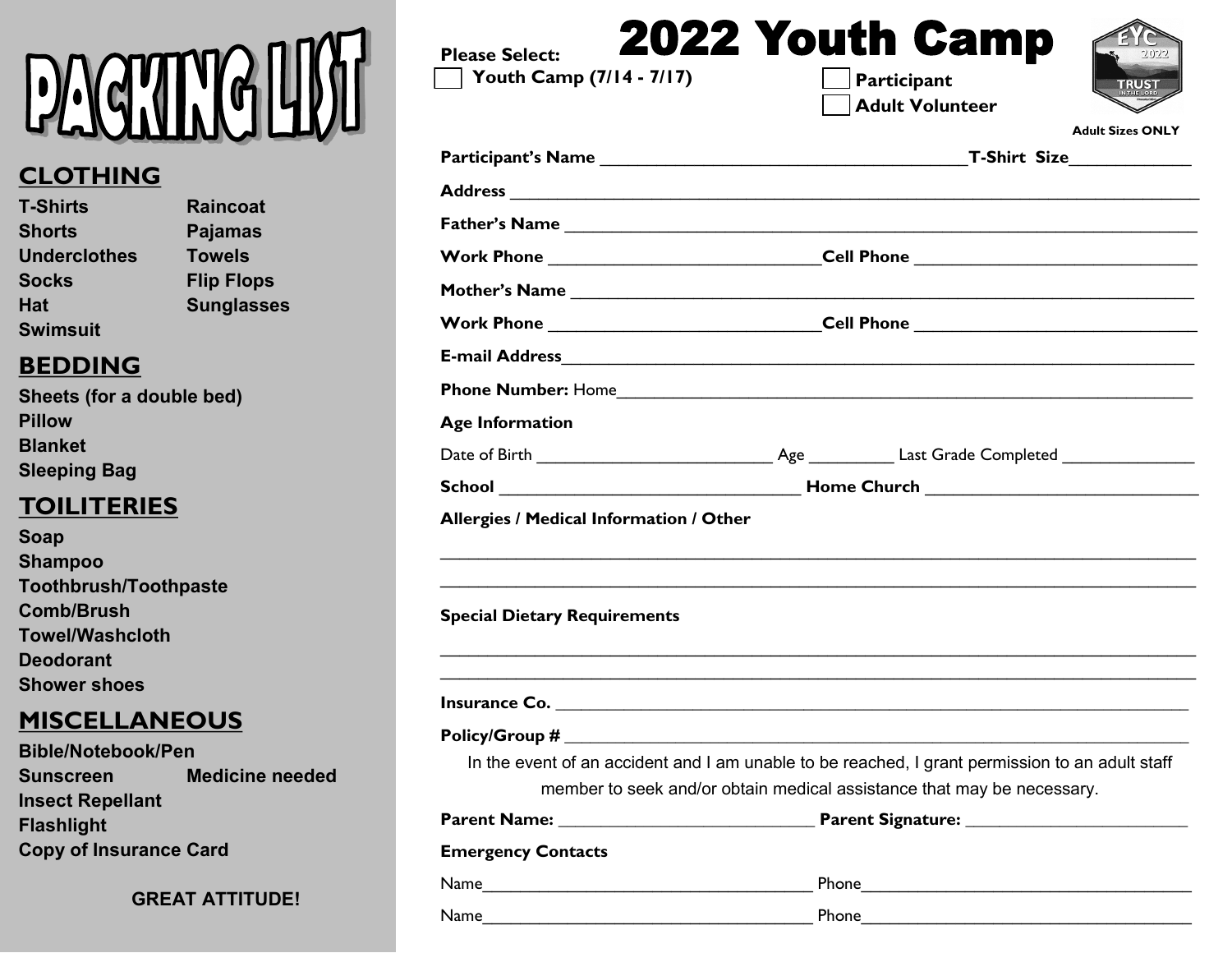# PACKING LIST

## CLOTHING

- T-Shirts
- Shorts
- Underclothes
- Socks
- Hat
- Swimsuit
- Raincoat
- Pajamas
- Towels
- Flip Flops
- Sunglasses

## BEDDING

- Sheets (for a double bed)
- Pillow
- Blanket
- Sleeping Bag

## TOILITERIES

- Soap
- Shampoo
- Toothbrush/Toothpaste
- Comb/Brush
- Towel/Washcloth
- Deodorant
- Shower shoes

## MISCELLANEOUS

- Bible/Notebook/Pen
- Sunscreen
- Medicine needed
- Insect Repellant
- Flashlight
- Copy of Insurance Card

**GREAT ATTITUDE!**

# 2022 Youth Camp

EYC 2022 TRUST IN THE LORD

**Please Select:**

☐ **Youth Camp (7/14 - 7/17)**

☐ **Participant**

☐ **Adult Volunteer**

**Adult Sizes ONLY**

**Participant's Name** ________________________ **T-Shirt Size** __________

**Address** ________________________________________________

**Father's Name** ________________________________________________

**Work Phone** ____________________ **Cell Phone** ____________________

**Mother's Name** ________________________________________________

**Work Phone** ____________________ **Cell Phone** ____________________

**E-mail Address** ________________________________________________

**Phone Number:** Home ________________________________________________

**Age Information**

Date of Birth ________________ Age ________ Last Grade Completed ____________

**School** ____________________ **Home Church** ____________________

**Allergies / Medical Information / Other**

________________________________________________

________________________________________________

**Special Dietary Requirements**

________________________________________________

________________________________________________

**Insurance Co.** ________________________________________________

**Policy/Group #** ________________________________________________

In the event of an accident and I am unable to be reached, I grant permission to an adult staff member to seek and/or obtain medical assistance that may be necessary.

**Parent Name:** ____________________ **Parent Signature:** ____________________

**Emergency Contacts**

Name ____________________ Phone ____________________

Name ____________________ Phone ____________________